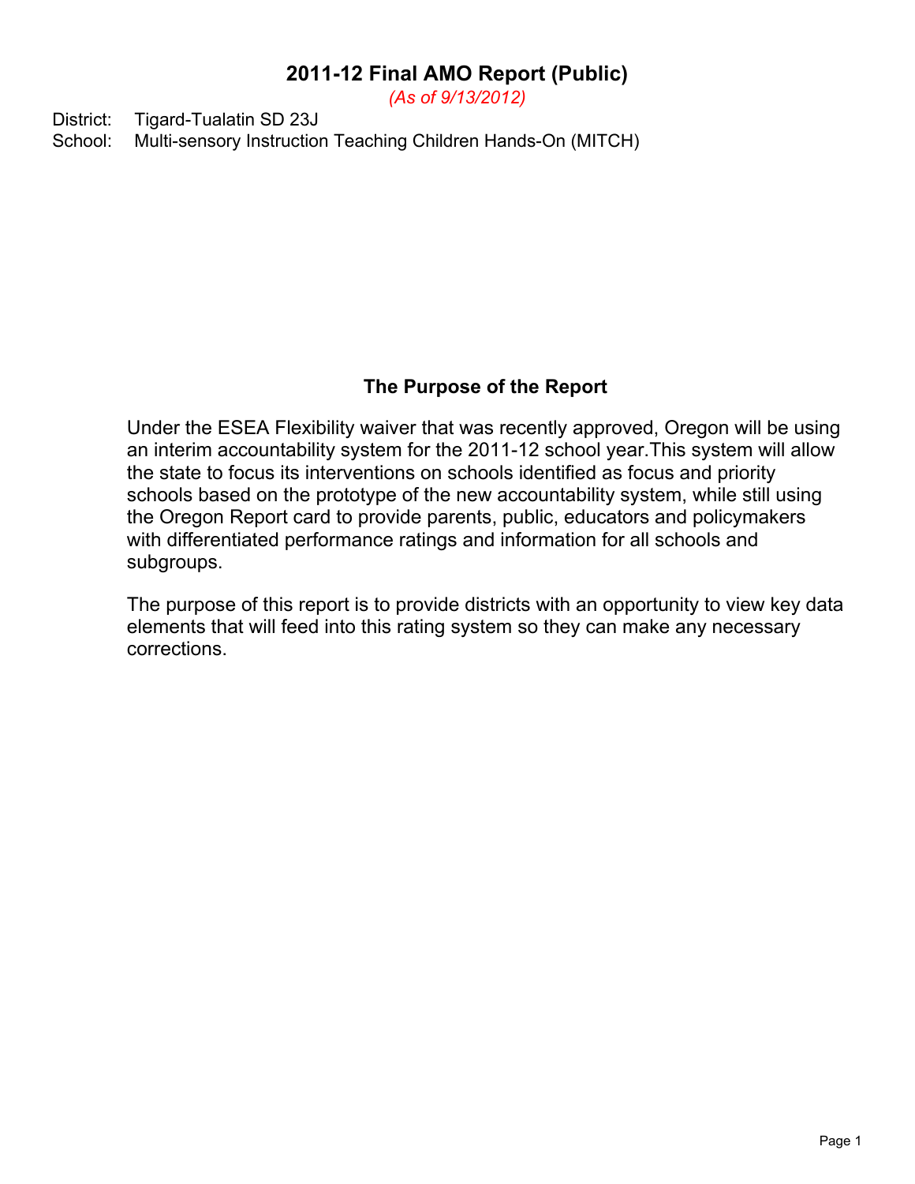# 2011-12 Final AMO Report (Public)

*(As of 9/13/2012)*

District: Tigard-Tualatin SD 23J

School: Multi-sensory Instruction Teaching Children Hands-On (MITCH)

## The Purpose of the Report

Under the ESEA Flexibility waiver that was recently approved, Oregon will be using an interim accountability system for the 2011-12 school year.This system will allow the state to focus its interventions on schools identified as focus and priority schools based on the prototype of the new accountability system, while still using the Oregon Report card to provide parents, public, educators and policymakers with differentiated performance ratings and information for all schools and subgroups.

The purpose of this report is to provide districts with an opportunity to view key data elements that will feed into this rating system so they can make any necessary corrections.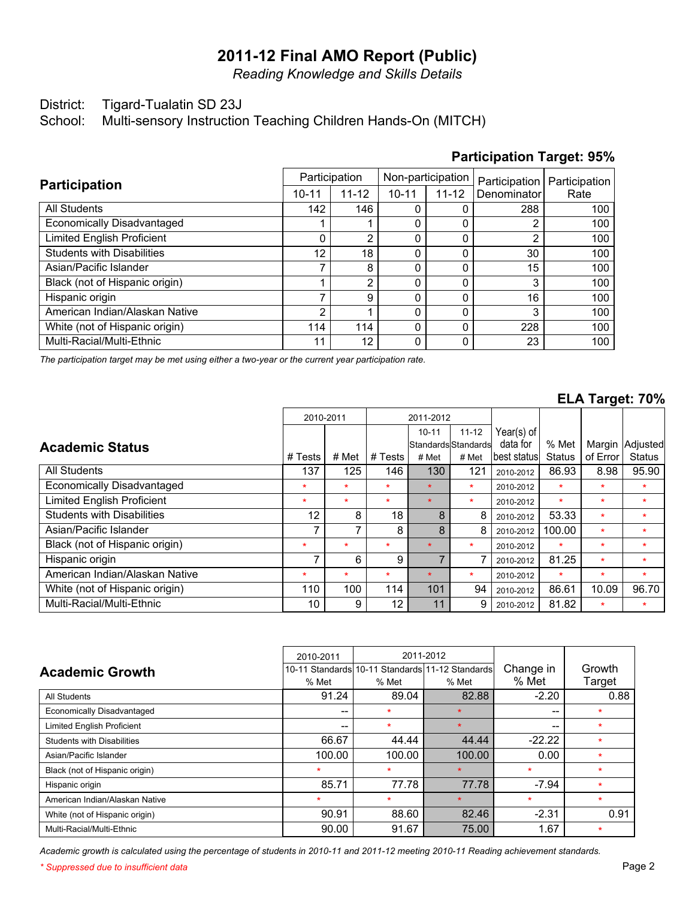# 2011-12 Final AMO Report (Public)

*Reading Knowledge and Skills Details*

District: Tigard-Tualatin SD 23J

School: Multi-sensory Instruction Teaching Children Hands-On (MITCH)

**Participation Target: 95%**

| Participation | Participation | | Non-participation | | Participation Denominator | Participation Rate |
|---|---|---|---|---|---|---|
| | 10-11 | 11-12 | 10-11 | 11-12 | | |
| All Students | 142 | 146 | 0 | 0 | 288 | 100 |
| Economically Disadvantaged | 1 | 1 | 0 | 0 | 2 | 100 |
| Limited English Proficient | 0 | 2 | 0 | 0 | 2 | 100 |
| Students with Disabilities | 12 | 18 | 0 | 0 | 30 | 100 |
| Asian/Pacific Islander | 7 | 8 | 0 | 0 | 15 | 100 |
| Black (not of Hispanic origin) | 1 | 2 | 0 | 0 | 3 | 100 |
| Hispanic origin | 7 | 9 | 0 | 0 | 16 | 100 |
| American Indian/Alaskan Native | 2 | 1 | 0 | 0 | 3 | 100 |
| White (not of Hispanic origin) | 114 | 114 | 0 | 0 | 228 | 100 |
| Multi-Racial/Multi-Ethnic | 11 | 12 | 0 | 0 | 23 | 100 |

*The participation target may be met using either a two-year or the current year participation rate.*

**ELA Target: 70%**

| Academic Status | 2010-2011 | | 2011-2012 | | | Year(s) of data for best status | % Met Status | Margin of Error | Adjusted Status |
|---|---|---|---|---|---|---|---|---|---|
| | # Tests | # Met | # Tests | 10-11 Standards # Met | 11-12 Standards # Met | | | | |
| All Students | 137 | 125 | 146 | 130 | 121 | 2010-2012 | 86.93 | 8.98 | 95.90 |
| Economically Disadvantaged | * | * | * | * | * | 2010-2012 | * | * | * |
| Limited English Proficient | * | * | * | * | * | 2010-2012 | * | * | * |
| Students with Disabilities | 12 | 8 | 18 | 8 | 8 | 2010-2012 | 53.33 | * | * |
| Asian/Pacific Islander | 7 | 7 | 8 | 8 | 8 | 2010-2012 | 100.00 | * | * |
| Black (not of Hispanic origin) | * | * | * | * | * | 2010-2012 | * | * | * |
| Hispanic origin | 7 | 6 | 9 | 7 | 7 | 2010-2012 | 81.25 | * | * |
| American Indian/Alaskan Native | * | * | * | * | * | 2010-2012 | * | * | * |
| White (not of Hispanic origin) | 110 | 100 | 114 | 101 | 94 | 2010-2012 | 86.61 | 10.09 | 96.70 |
| Multi-Racial/Multi-Ethnic | 10 | 9 | 12 | 11 | 9 | 2010-2012 | 81.82 | * | * |

| Academic Growth | 2010-2011 | 2011-2012 | | Change in % Met | Growth Target |
|---|---|---|---|---|---|
| | 10-11 Standards % Met | 10-11 Standards % Met | 11-12 Standards % Met | | |
| All Students | 91.24 | 89.04 | 82.88 | -2.20 | 0.88 |
| Economically Disadvantaged | -- | * | * | -- | * |
| Limited English Proficient | -- | * | * | -- | * |
| Students with Disabilities | 66.67 | 44.44 | 44.44 | -22.22 | * |
| Asian/Pacific Islander | 100.00 | 100.00 | 100.00 | 0.00 | * |
| Black (not of Hispanic origin) | * | * | * | * | * |
| Hispanic origin | 85.71 | 77.78 | 77.78 | -7.94 | * |
| American Indian/Alaskan Native | * | * | * | * | * |
| White (not of Hispanic origin) | 90.91 | 88.60 | 82.46 | -2.31 | 0.91 |
| Multi-Racial/Multi-Ethnic | 90.00 | 91.67 | 75.00 | 1.67 | * |

*Academic growth is calculated using the percentage of students in 2010-11 and 2011-12 meeting 2010-11 Reading achievement standards.*

*\* Suppressed due to insufficient data*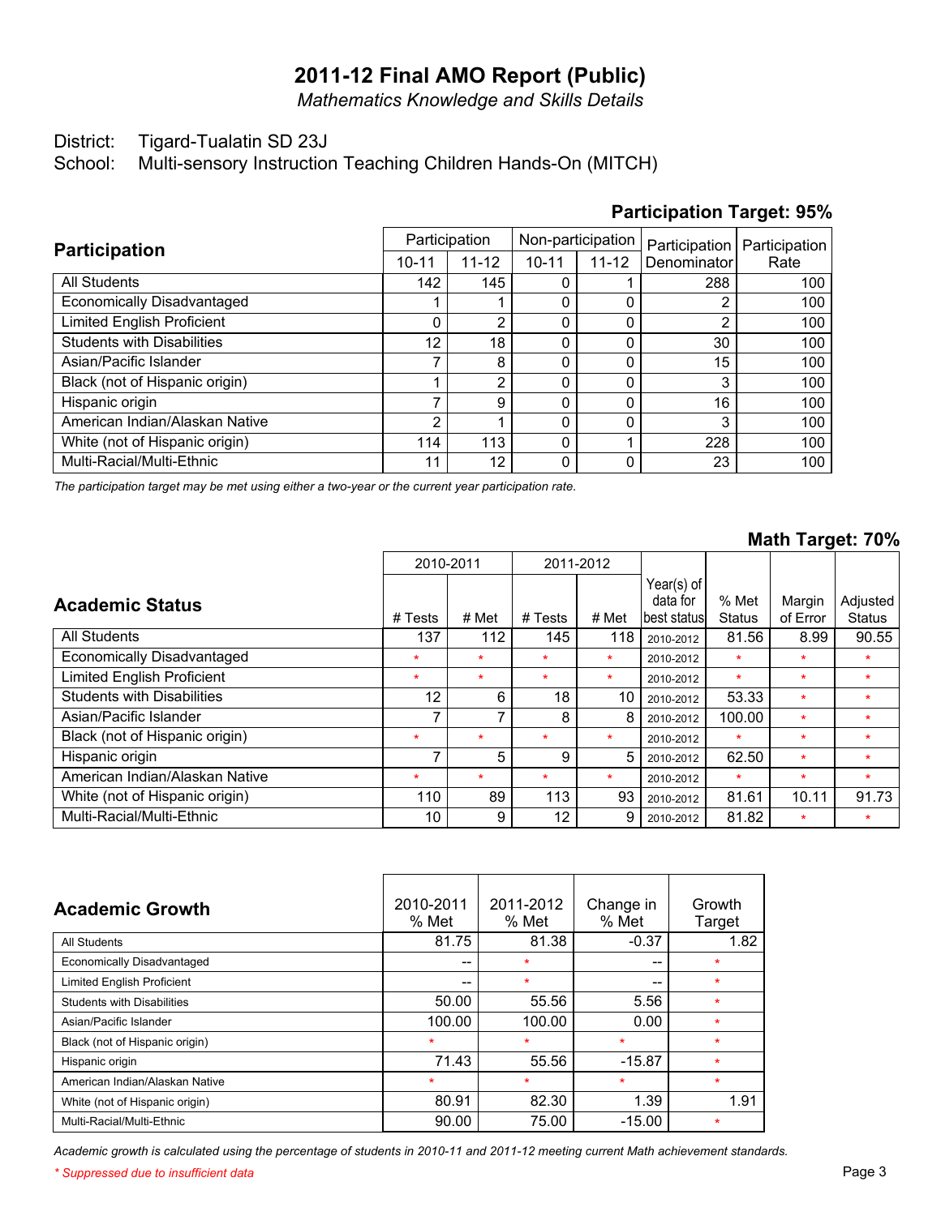# 2011-12 Final AMO Report (Public)

*Mathematics Knowledge and Skills Details*

District: Tigard-Tualatin SD 23J

School: Multi-sensory Instruction Teaching Children Hands-On (MITCH)

**Participation Target: 95%**

| Participation | Participation | | Non-participation | | Participation Denominator | Participation Rate |
|---|---|---|---|---|---|---|
| | 10-11 | 11-12 | 10-11 | 11-12 | | |
| All Students | 142 | 145 | 0 | 1 | 288 | 100 |
| Economically Disadvantaged | 1 | 1 | 0 | 0 | 2 | 100 |
| Limited English Proficient | 0 | 2 | 0 | 0 | 2 | 100 |
| Students with Disabilities | 12 | 18 | 0 | 0 | 30 | 100 |
| Asian/Pacific Islander | 7 | 8 | 0 | 0 | 15 | 100 |
| Black (not of Hispanic origin) | 1 | 2 | 0 | 0 | 3 | 100 |
| Hispanic origin | 7 | 9 | 0 | 0 | 16 | 100 |
| American Indian/Alaskan Native | 2 | 1 | 0 | 0 | 3 | 100 |
| White (not of Hispanic origin) | 114 | 113 | 0 | 1 | 228 | 100 |
| Multi-Racial/Multi-Ethnic | 11 | 12 | 0 | 0 | 23 | 100 |

*The participation target may be met using either a two-year or the current year participation rate.*

**Math Target: 70%**

| Academic Status | 2010-2011 | | 2011-2012 | | Year(s) of data for best status | % Met Status | Margin of Error | Adjusted Status |
|---|---|---|---|---|---|---|---|---|
| | # Tests | # Met | # Tests | # Met | | | | |
| All Students | 137 | 112 | 145 | 118 | 2010-2012 | 81.56 | 8.99 | 90.55 |
| Economically Disadvantaged | * | * | * | * | 2010-2012 | * | * | * |
| Limited English Proficient | * | * | * | * | 2010-2012 | * | * | * |
| Students with Disabilities | 12 | 6 | 18 | 10 | 2010-2012 | 53.33 | * | * |
| Asian/Pacific Islander | 7 | 7 | 8 | 8 | 2010-2012 | 100.00 | * | * |
| Black (not of Hispanic origin) | * | * | * | * | 2010-2012 | * | * | * |
| Hispanic origin | 7 | 5 | 9 | 5 | 2010-2012 | 62.50 | * | * |
| American Indian/Alaskan Native | * | * | * | * | 2010-2012 | * | * | * |
| White (not of Hispanic origin) | 110 | 89 | 113 | 93 | 2010-2012 | 81.61 | 10.11 | 91.73 |
| Multi-Racial/Multi-Ethnic | 10 | 9 | 12 | 9 | 2010-2012 | 81.82 | * | * |

| Academic Growth | 2010-2011 % Met | 2011-2012 % Met | Change in % Met | Growth Target |
|---|---|---|---|---|
| All Students | 81.75 | 81.38 | -0.37 | 1.82 |
| Economically Disadvantaged | -- | * | -- | * |
| Limited English Proficient | -- | * | -- | * |
| Students with Disabilities | 50.00 | 55.56 | 5.56 | * |
| Asian/Pacific Islander | 100.00 | 100.00 | 0.00 | * |
| Black (not of Hispanic origin) | * | * | * | * |
| Hispanic origin | 71.43 | 55.56 | -15.87 | * |
| American Indian/Alaskan Native | * | * | * | * |
| White (not of Hispanic origin) | 80.91 | 82.30 | 1.39 | 1.91 |
| Multi-Racial/Multi-Ethnic | 90.00 | 75.00 | -15.00 | * |

*Academic growth is calculated using the percentage of students in 2010-11 and 2011-12 meeting current Math achievement standards.*

*\* Suppressed due to insufficient data*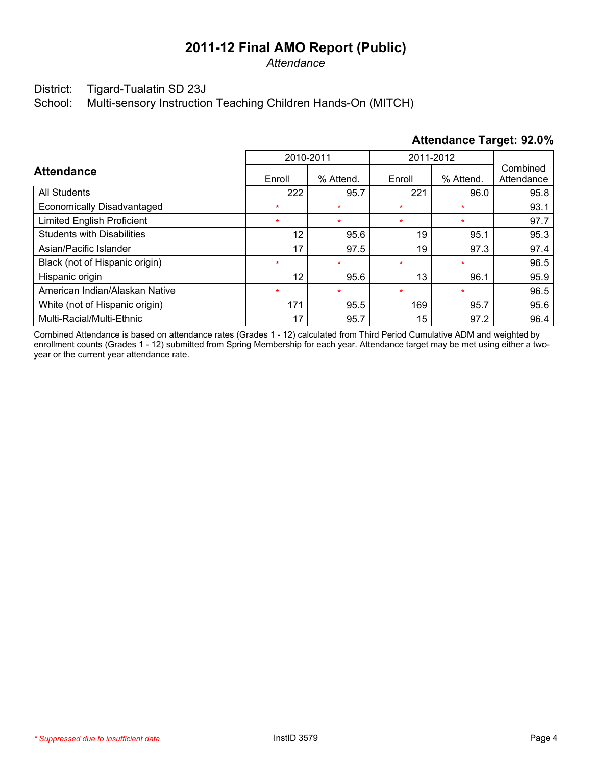# 2011-12 Final AMO Report (Public)

*Attendance*

District: Tigard-Tualatin SD 23J
School: Multi-sensory Instruction Teaching Children Hands-On (MITCH)

**Attendance Target: 92.0%**

| Attendance | 2010-2011 | | 2011-2012 | | Combined Attendance |
|---|---|---|---|---|---|
| | Enroll | % Attend. | Enroll | % Attend. | |
| All Students | 222 | 95.7 | 221 | 96.0 | 95.8 |
| Economically Disadvantaged | * | * | * | * | 93.1 |
| Limited English Proficient | * | * | * | * | 97.7 |
| Students with Disabilities | 12 | 95.6 | 19 | 95.1 | 95.3 |
| Asian/Pacific Islander | 17 | 97.5 | 19 | 97.3 | 97.4 |
| Black (not of Hispanic origin) | * | * | * | * | 96.5 |
| Hispanic origin | 12 | 95.6 | 13 | 96.1 | 95.9 |
| American Indian/Alaskan Native | * | * | * | * | 96.5 |
| White (not of Hispanic origin) | 171 | 95.5 | 169 | 95.7 | 95.6 |
| Multi-Racial/Multi-Ethnic | 17 | 95.7 | 15 | 97.2 | 96.4 |

Combined Attendance is based on attendance rates (Grades 1 - 12) calculated from Third Period Cumulative ADM and weighted by enrollment counts (Grades 1 - 12) submitted from Spring Membership for each year. Attendance target may be met using either a two-year or the current year attendance rate.

*\* Suppressed due to insufficient data*

InstID 3579